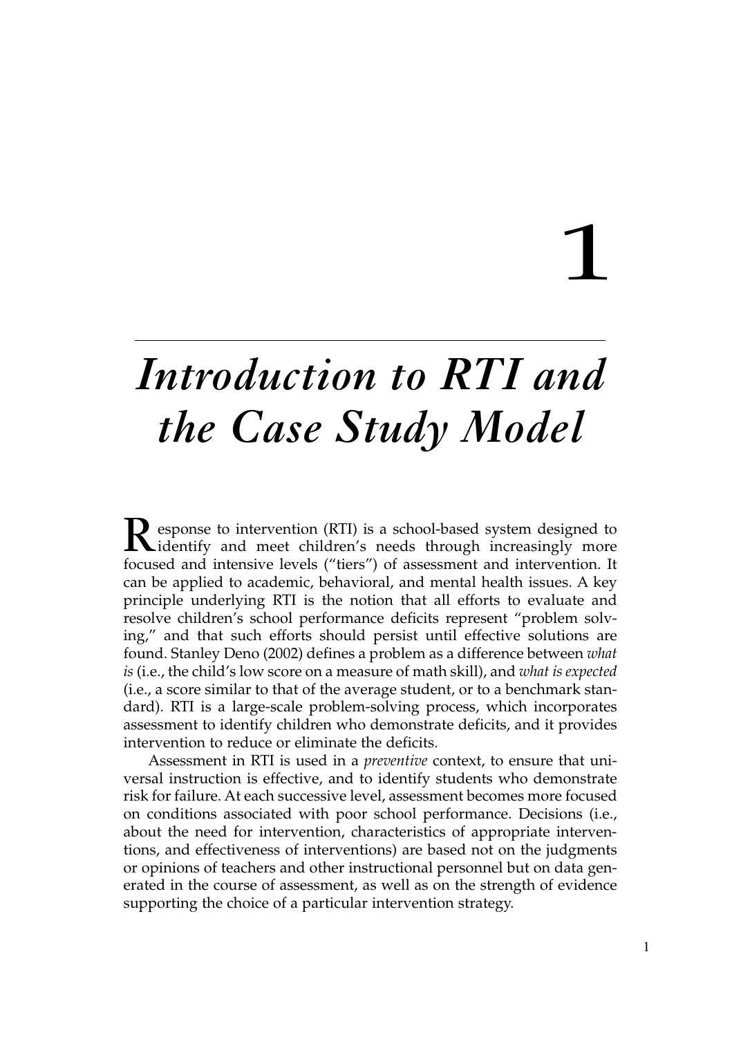# 1

# *Introduction to RTI and the Case Study Model*

Response to intervention (RTI) is a school-based system designed to identify and meet children's needs through increasingly more focused and intensive levels ("tiers") of assessment and intervention. It can be applied to academic, behavioral, and mental health issues. A key principle underlying RTI is the notion that all efforts to evaluate and resolve children's school performance deficits represent "problem solving," and that such efforts should persist until effective solutions are found. Stanley Deno (2002) defines a problem as a difference between *what is* (i.e., the child's low score on a measure of math skill), and *what is expected* (i.e., a score similar to that of the average student, or to a benchmark standard). RTI is a large-scale problem-solving process, which incorporates assessment to identify children who demonstrate deficits, and it provides intervention to reduce or eliminate the deficits.

Assessment in RTI is used in a *preventive* context, to ensure that universal instruction is effective, and to identify students who demonstrate risk for failure. At each successive level, assessment becomes more focused on conditions associated with poor school performance. Decisions (i.e., about the need for intervention, characteristics of appropriate interventions, and effectiveness of interventions) are based not on the judgments or opinions of teachers and other instructional personnel but on data generated in the course of assessment, as well as on the strength of evidence supporting the choice of a particular intervention strategy.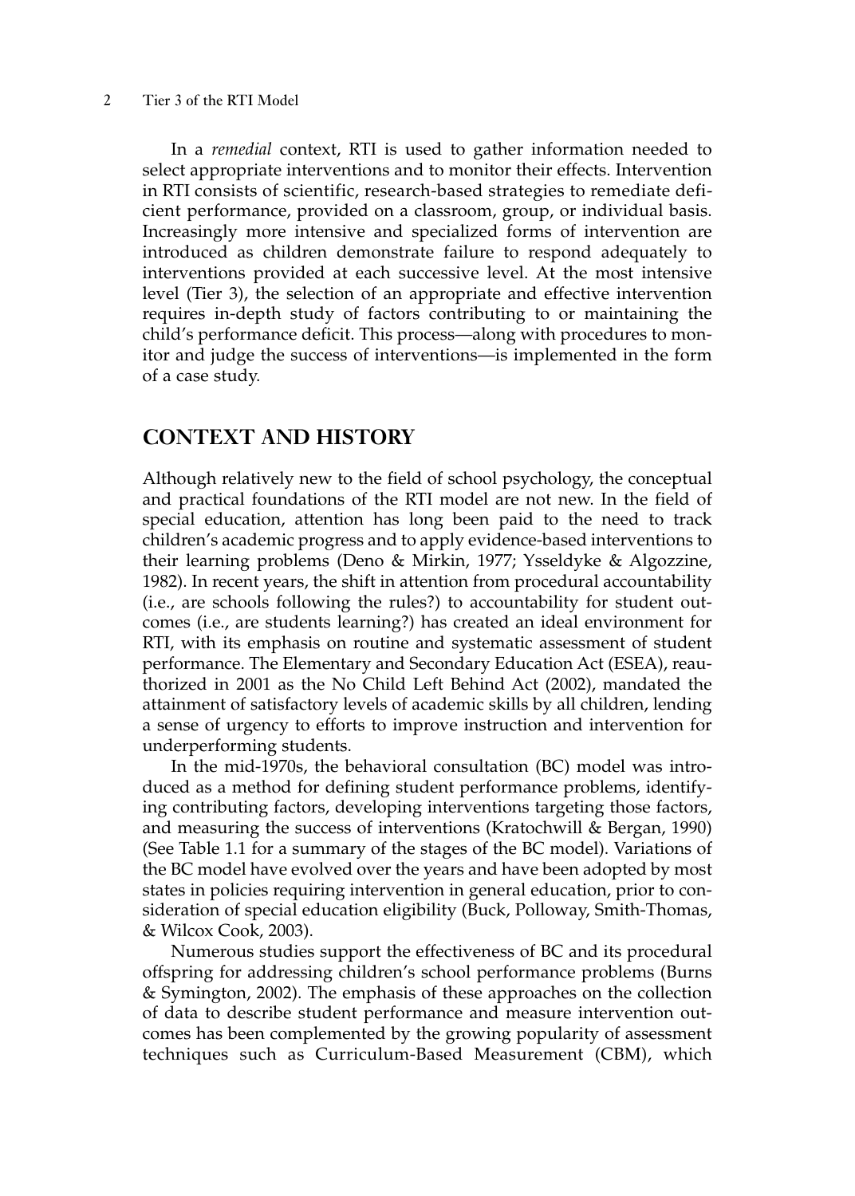In a *remedial* context, RTI is used to gather information needed to select appropriate interventions and to monitor their effects. Intervention in RTI consists of scientific, research-based strategies to remediate deficient performance, provided on a classroom, group, or individual basis. Increasingly more intensive and specialized forms of intervention are introduced as children demonstrate failure to respond adequately to interventions provided at each successive level. At the most intensive level (Tier 3), the selection of an appropriate and effective intervention requires in-depth study of factors contributing to or maintaining the child's performance deficit. This process—along with procedures to monitor and judge the success of interventions—is implemented in the form of a case study.

## CONTEXT AND HISTORY

Although relatively new to the field of school psychology, the conceptual and practical foundations of the RTI model are not new. In the field of special education, attention has long been paid to the need to track children's academic progress and to apply evidence-based interventions to their learning problems (Deno & Mirkin, 1977; Ysseldyke & Algozzine, 1982). In recent years, the shift in attention from procedural accountability (i.e., are schools following the rules?) to accountability for student outcomes (i.e., are students learning?) has created an ideal environment for RTI, with its emphasis on routine and systematic assessment of student performance. The Elementary and Secondary Education Act (ESEA), reauthorized in 2001 as the No Child Left Behind Act (2002), mandated the attainment of satisfactory levels of academic skills by all children, lending a sense of urgency to efforts to improve instruction and intervention for underperforming students.

In the mid-1970s, the behavioral consultation (BC) model was introduced as a method for defining student performance problems, identifying contributing factors, developing interventions targeting those factors, and measuring the success of interventions (Kratochwill & Bergan, 1990) (See Table 1.1 for a summary of the stages of the BC model). Variations of the BC model have evolved over the years and have been adopted by most states in policies requiring intervention in general education, prior to consideration of special education eligibility (Buck, Polloway, Smith-Thomas, & Wilcox Cook, 2003).

Numerous studies support the effectiveness of BC and its procedural offspring for addressing children's school performance problems (Burns & Symington, 2002). The emphasis of these approaches on the collection of data to describe student performance and measure intervention outcomes has been complemented by the growing popularity of assessment techniques such as Curriculum-Based Measurement (CBM), which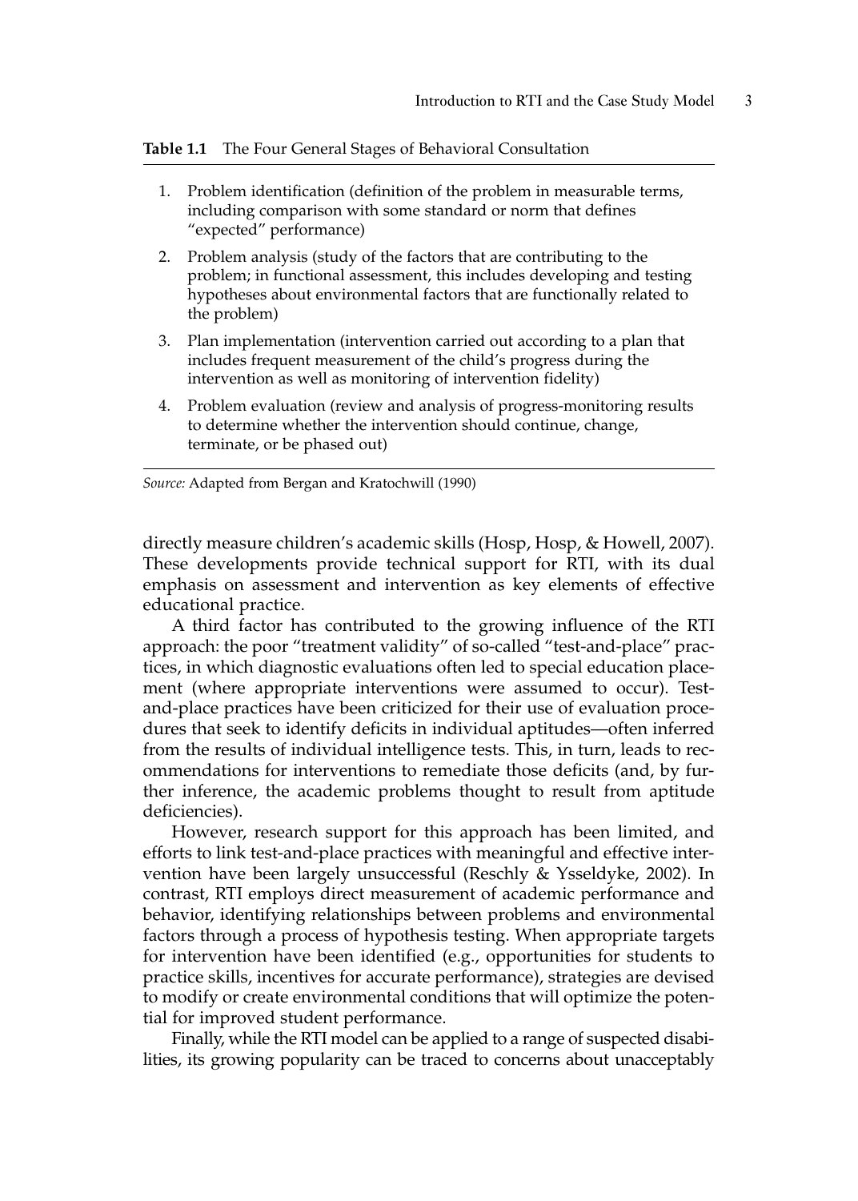**Table 1.1** The Four General Stages of Behavioral Consultation

1. Problem identification (definition of the problem in measurable terms, including comparison with some standard or norm that defines "expected" performance)
2. Problem analysis (study of the factors that are contributing to the problem; in functional assessment, this includes developing and testing hypotheses about environmental factors that are functionally related to the problem)
3. Plan implementation (intervention carried out according to a plan that includes frequent measurement of the child's progress during the intervention as well as monitoring of intervention fidelity)
4. Problem evaluation (review and analysis of progress-monitoring results to determine whether the intervention should continue, change, terminate, or be phased out)

*Source:* Adapted from Bergan and Kratochwill (1990)

directly measure children's academic skills (Hosp, Hosp, & Howell, 2007). These developments provide technical support for RTI, with its dual emphasis on assessment and intervention as key elements of effective educational practice.

A third factor has contributed to the growing influence of the RTI approach: the poor "treatment validity" of so-called "test-and-place" practices, in which diagnostic evaluations often led to special education placement (where appropriate interventions were assumed to occur). Test-and-place practices have been criticized for their use of evaluation procedures that seek to identify deficits in individual aptitudes—often inferred from the results of individual intelligence tests. This, in turn, leads to recommendations for interventions to remediate those deficits (and, by further inference, the academic problems thought to result from aptitude deficiencies).

However, research support for this approach has been limited, and efforts to link test-and-place practices with meaningful and effective intervention have been largely unsuccessful (Reschly & Ysseldyke, 2002). In contrast, RTI employs direct measurement of academic performance and behavior, identifying relationships between problems and environmental factors through a process of hypothesis testing. When appropriate targets for intervention have been identified (e.g., opportunities for students to practice skills, incentives for accurate performance), strategies are devised to modify or create environmental conditions that will optimize the potential for improved student performance.

Finally, while the RTI model can be applied to a range of suspected disabilities, its growing popularity can be traced to concerns about unacceptably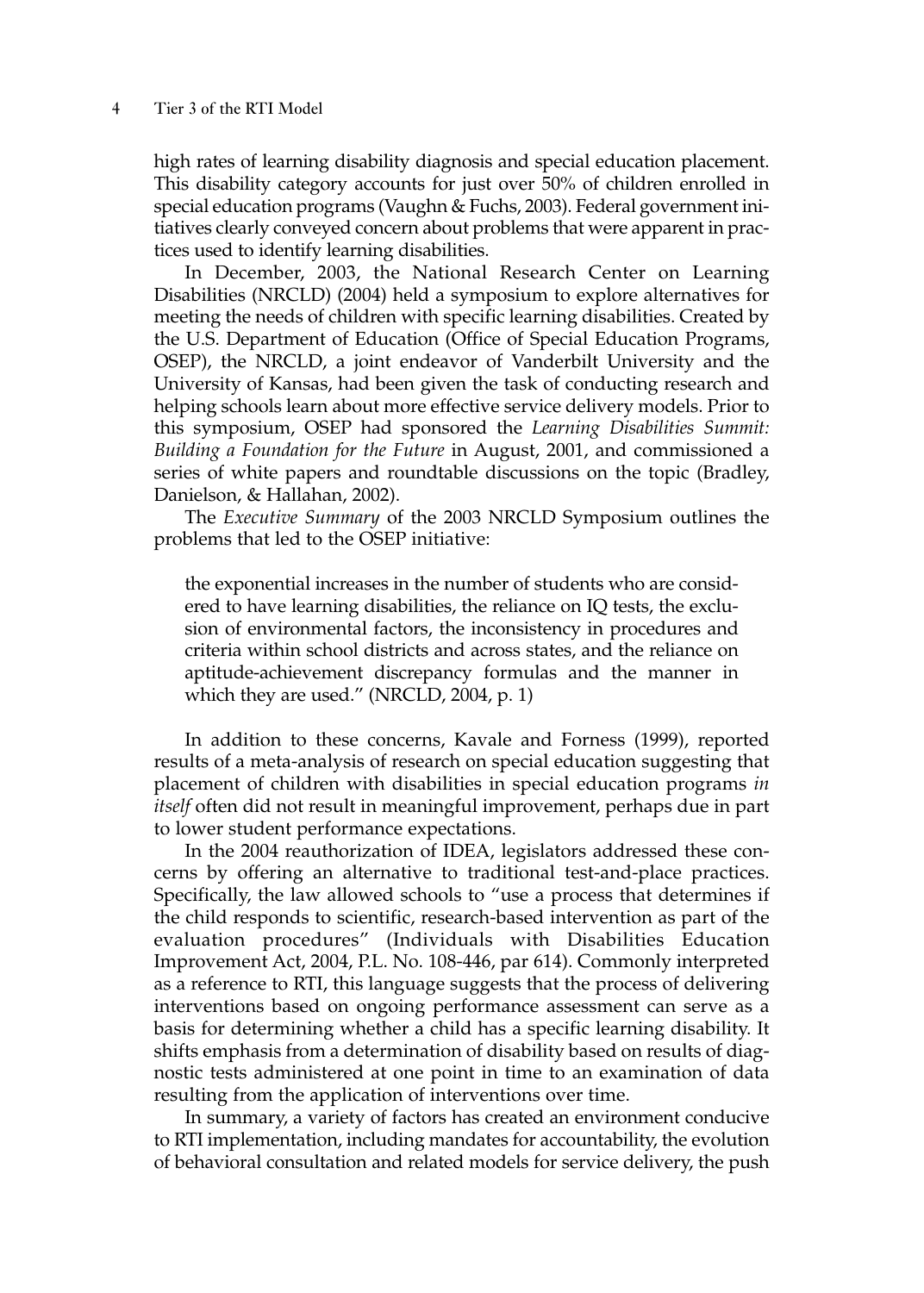high rates of learning disability diagnosis and special education placement. This disability category accounts for just over 50% of children enrolled in special education programs (Vaughn & Fuchs, 2003). Federal government initiatives clearly conveyed concern about problems that were apparent in practices used to identify learning disabilities.

In December, 2003, the National Research Center on Learning Disabilities (NRCLD) (2004) held a symposium to explore alternatives for meeting the needs of children with specific learning disabilities. Created by the U.S. Department of Education (Office of Special Education Programs, OSEP), the NRCLD, a joint endeavor of Vanderbilt University and the University of Kansas, had been given the task of conducting research and helping schools learn about more effective service delivery models. Prior to this symposium, OSEP had sponsored the *Learning Disabilities Summit: Building a Foundation for the Future* in August, 2001, and commissioned a series of white papers and roundtable discussions on the topic (Bradley, Danielson, & Hallahan, 2002).

The *Executive Summary* of the 2003 NRCLD Symposium outlines the problems that led to the OSEP initiative:

> the exponential increases in the number of students who are considered to have learning disabilities, the reliance on IQ tests, the exclusion of environmental factors, the inconsistency in procedures and criteria within school districts and across states, and the reliance on aptitude-achievement discrepancy formulas and the manner in which they are used." (NRCLD, 2004, p. 1)

In addition to these concerns, Kavale and Forness (1999), reported results of a meta-analysis of research on special education suggesting that placement of children with disabilities in special education programs *in itself* often did not result in meaningful improvement, perhaps due in part to lower student performance expectations.

In the 2004 reauthorization of IDEA, legislators addressed these concerns by offering an alternative to traditional test-and-place practices. Specifically, the law allowed schools to "use a process that determines if the child responds to scientific, research-based intervention as part of the evaluation procedures" (Individuals with Disabilities Education Improvement Act, 2004, P.L. No. 108-446, par 614). Commonly interpreted as a reference to RTI, this language suggests that the process of delivering interventions based on ongoing performance assessment can serve as a basis for determining whether a child has a specific learning disability. It shifts emphasis from a determination of disability based on results of diagnostic tests administered at one point in time to an examination of data resulting from the application of interventions over time.

In summary, a variety of factors has created an environment conducive to RTI implementation, including mandates for accountability, the evolution of behavioral consultation and related models for service delivery, the push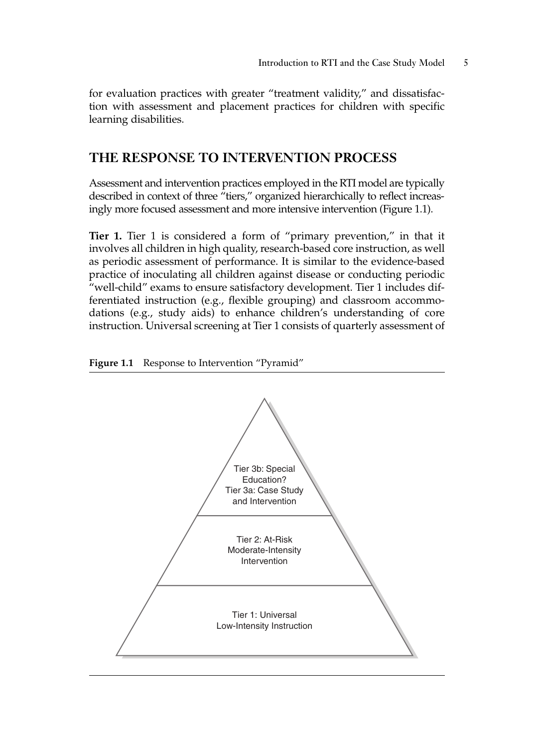for evaluation practices with greater "treatment validity," and dissatisfaction with assessment and placement practices for children with specific learning disabilities.

## THE RESPONSE TO INTERVENTION PROCESS

Assessment and intervention practices employed in the RTI model are typically described in context of three "tiers," organized hierarchically to reflect increasingly more focused assessment and more intensive intervention (Figure 1.1).

**Tier 1.** Tier 1 is considered a form of "primary prevention," in that it involves all children in high quality, research-based core instruction, as well as periodic assessment of performance. It is similar to the evidence-based practice of inoculating all children against disease or conducting periodic "well-child" exams to ensure satisfactory development. Tier 1 includes differentiated instruction (e.g., flexible grouping) and classroom accommodations (e.g., study aids) to enhance children's understanding of core instruction. Universal screening at Tier 1 consists of quarterly assessment of

**Figure 1.1** Response to Intervention "Pyramid"

Tier 3b: Special Education?
Tier 3a: Case Study and Intervention

Tier 2: At-Risk Moderate-Intensity Intervention

Tier 1: Universal Low-Intensity Instruction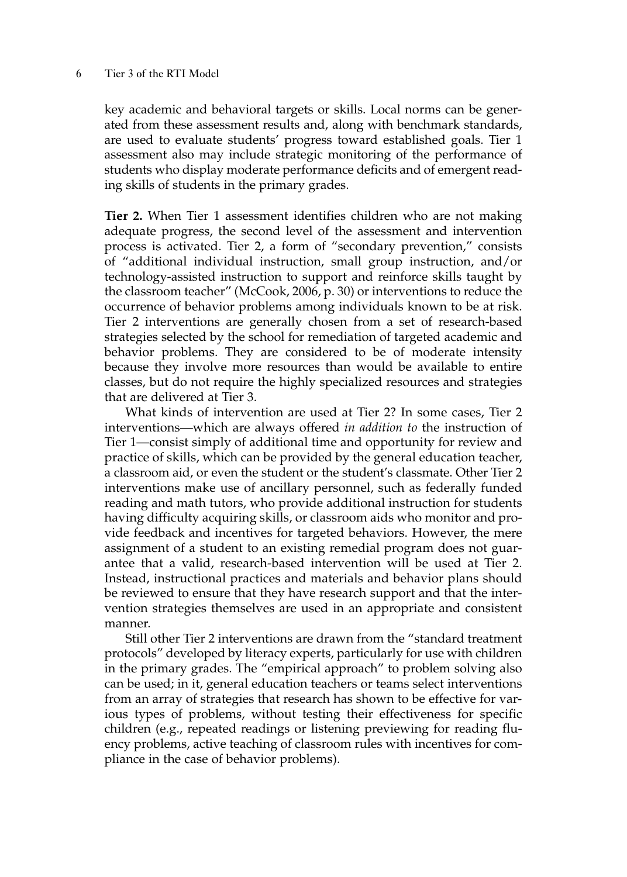key academic and behavioral targets or skills. Local norms can be generated from these assessment results and, along with benchmark standards, are used to evaluate students' progress toward established goals. Tier 1 assessment also may include strategic monitoring of the performance of students who display moderate performance deficits and of emergent reading skills of students in the primary grades.

**Tier 2.** When Tier 1 assessment identifies children who are not making adequate progress, the second level of the assessment and intervention process is activated. Tier 2, a form of "secondary prevention," consists of "additional individual instruction, small group instruction, and/or technology-assisted instruction to support and reinforce skills taught by the classroom teacher" (McCook, 2006, p. 30) or interventions to reduce the occurrence of behavior problems among individuals known to be at risk. Tier 2 interventions are generally chosen from a set of research-based strategies selected by the school for remediation of targeted academic and behavior problems. They are considered to be of moderate intensity because they involve more resources than would be available to entire classes, but do not require the highly specialized resources and strategies that are delivered at Tier 3.

What kinds of intervention are used at Tier 2? In some cases, Tier 2 interventions—which are always offered *in addition to* the instruction of Tier 1—consist simply of additional time and opportunity for review and practice of skills, which can be provided by the general education teacher, a classroom aid, or even the student or the student's classmate. Other Tier 2 interventions make use of ancillary personnel, such as federally funded reading and math tutors, who provide additional instruction for students having difficulty acquiring skills, or classroom aids who monitor and provide feedback and incentives for targeted behaviors. However, the mere assignment of a student to an existing remedial program does not guarantee that a valid, research-based intervention will be used at Tier 2. Instead, instructional practices and materials and behavior plans should be reviewed to ensure that they have research support and that the intervention strategies themselves are used in an appropriate and consistent manner.

Still other Tier 2 interventions are drawn from the "standard treatment protocols" developed by literacy experts, particularly for use with children in the primary grades. The "empirical approach" to problem solving also can be used; in it, general education teachers or teams select interventions from an array of strategies that research has shown to be effective for various types of problems, without testing their effectiveness for specific children (e.g., repeated readings or listening previewing for reading fluency problems, active teaching of classroom rules with incentives for compliance in the case of behavior problems).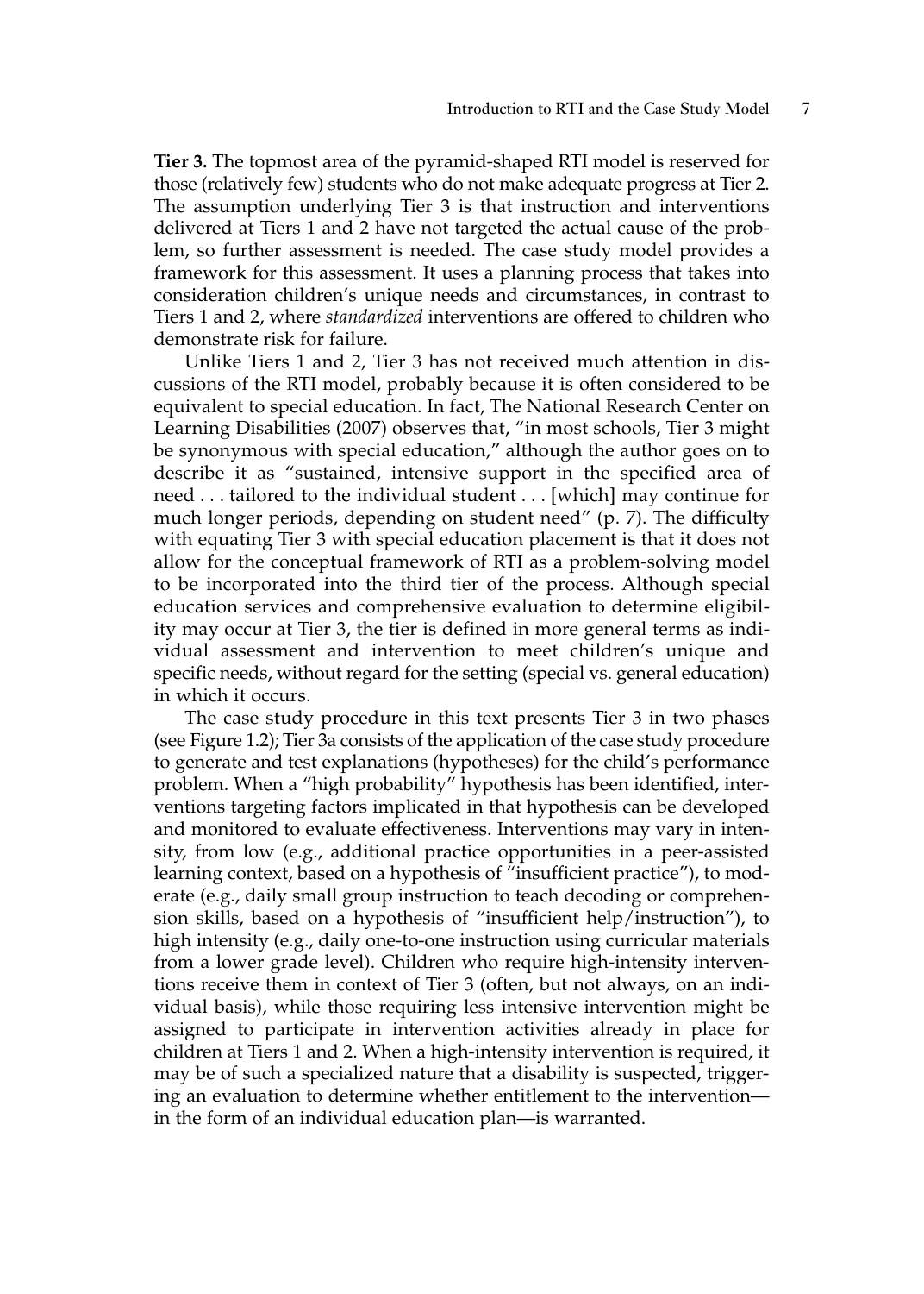**Tier 3.** The topmost area of the pyramid-shaped RTI model is reserved for those (relatively few) students who do not make adequate progress at Tier 2. The assumption underlying Tier 3 is that instruction and interventions delivered at Tiers 1 and 2 have not targeted the actual cause of the problem, so further assessment is needed. The case study model provides a framework for this assessment. It uses a planning process that takes into consideration children's unique needs and circumstances, in contrast to Tiers 1 and 2, where *standardized* interventions are offered to children who demonstrate risk for failure.

Unlike Tiers 1 and 2, Tier 3 has not received much attention in discussions of the RTI model, probably because it is often considered to be equivalent to special education. In fact, The National Research Center on Learning Disabilities (2007) observes that, "in most schools, Tier 3 might be synonymous with special education," although the author goes on to describe it as "sustained, intensive support in the specified area of need . . . tailored to the individual student . . . [which] may continue for much longer periods, depending on student need" (p. 7). The difficulty with equating Tier 3 with special education placement is that it does not allow for the conceptual framework of RTI as a problem-solving model to be incorporated into the third tier of the process. Although special education services and comprehensive evaluation to determine eligibility may occur at Tier 3, the tier is defined in more general terms as individual assessment and intervention to meet children's unique and specific needs, without regard for the setting (special vs. general education) in which it occurs.

The case study procedure in this text presents Tier 3 in two phases (see Figure 1.2); Tier 3a consists of the application of the case study procedure to generate and test explanations (hypotheses) for the child's performance problem. When a "high probability" hypothesis has been identified, interventions targeting factors implicated in that hypothesis can be developed and monitored to evaluate effectiveness. Interventions may vary in intensity, from low (e.g., additional practice opportunities in a peer-assisted learning context, based on a hypothesis of "insufficient practice"), to moderate (e.g., daily small group instruction to teach decoding or comprehension skills, based on a hypothesis of "insufficient help/instruction"), to high intensity (e.g., daily one-to-one instruction using curricular materials from a lower grade level). Children who require high-intensity interventions receive them in context of Tier 3 (often, but not always, on an individual basis), while those requiring less intensive intervention might be assigned to participate in intervention activities already in place for children at Tiers 1 and 2. When a high-intensity intervention is required, it may be of such a specialized nature that a disability is suspected, triggering an evaluation to determine whether entitlement to the intervention—in the form of an individual education plan—is warranted.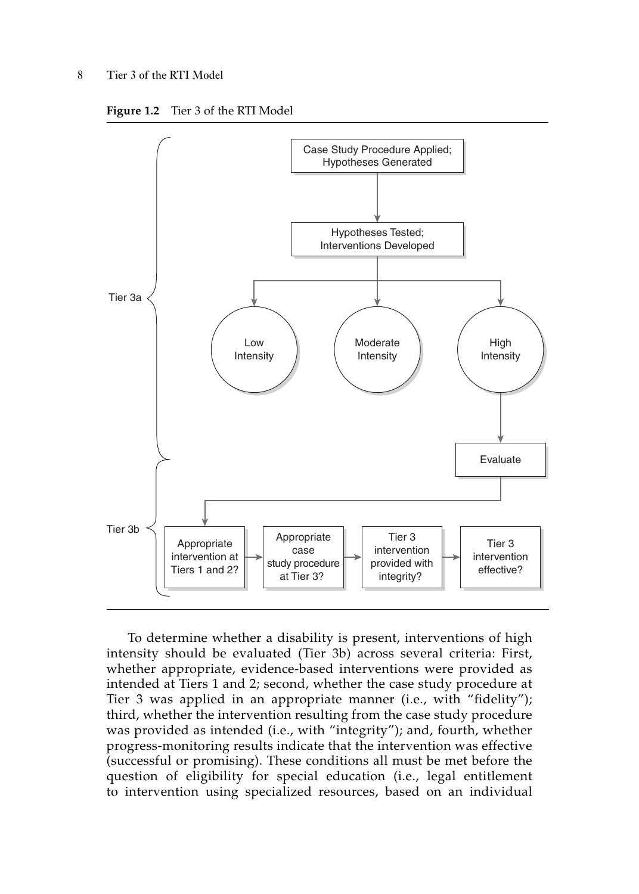**Figure 1.2** Tier 3 of the RTI Model

Tier 3a

Case Study Procedure Applied; Hypotheses Generated

Hypotheses Tested; Interventions Developed

Low Intensity

Moderate Intensity

High Intensity

Evaluate

Tier 3b

Appropriate intervention at Tiers 1 and 2?

Appropriate case study procedure at Tier 3?

Tier 3 intervention provided with integrity?

Tier 3 intervention effective?

To determine whether a disability is present, interventions of high intensity should be evaluated (Tier 3b) across several criteria: First, whether appropriate, evidence-based interventions were provided as intended at Tiers 1 and 2; second, whether the case study procedure at Tier 3 was applied in an appropriate manner (i.e., with "fidelity"); third, whether the intervention resulting from the case study procedure was provided as intended (i.e., with "integrity"); and, fourth, whether progress-monitoring results indicate that the intervention was effective (successful or promising). These conditions all must be met before the question of eligibility for special education (i.e., legal entitlement to intervention using specialized resources, based on an individual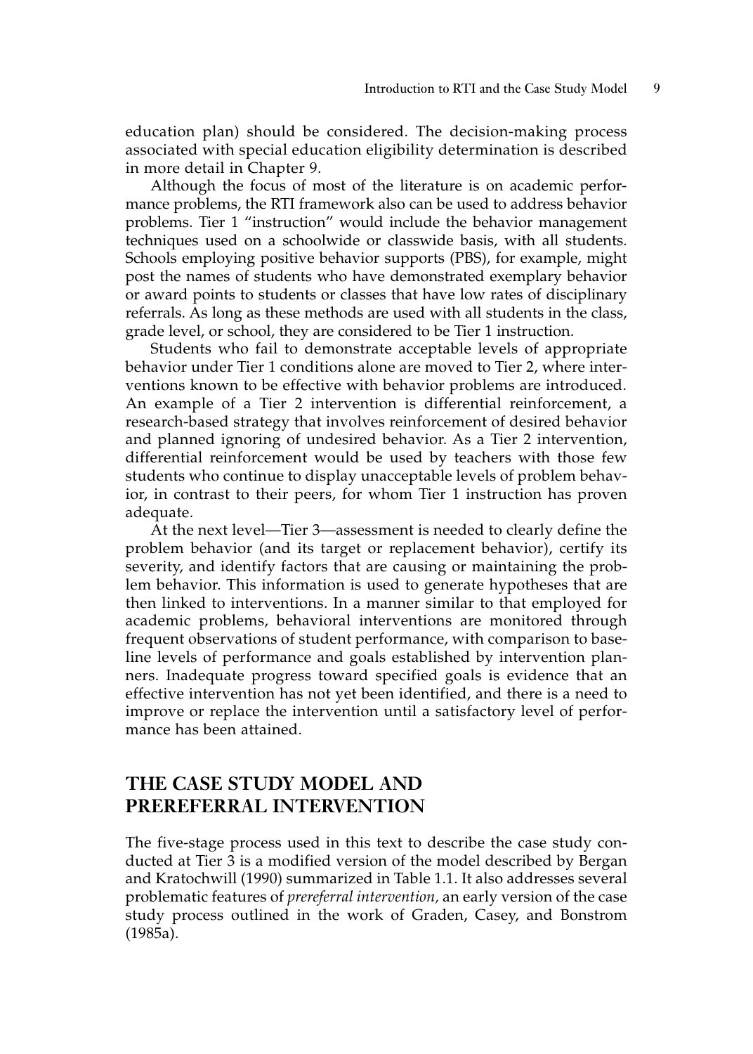education plan) should be considered. The decision-making process associated with special education eligibility determination is described in more detail in Chapter 9.

Although the focus of most of the literature is on academic performance problems, the RTI framework also can be used to address behavior problems. Tier 1 "instruction" would include the behavior management techniques used on a schoolwide or classwide basis, with all students. Schools employing positive behavior supports (PBS), for example, might post the names of students who have demonstrated exemplary behavior or award points to students or classes that have low rates of disciplinary referrals. As long as these methods are used with all students in the class, grade level, or school, they are considered to be Tier 1 instruction.

Students who fail to demonstrate acceptable levels of appropriate behavior under Tier 1 conditions alone are moved to Tier 2, where interventions known to be effective with behavior problems are introduced. An example of a Tier 2 intervention is differential reinforcement, a research-based strategy that involves reinforcement of desired behavior and planned ignoring of undesired behavior. As a Tier 2 intervention, differential reinforcement would be used by teachers with those few students who continue to display unacceptable levels of problem behavior, in contrast to their peers, for whom Tier 1 instruction has proven adequate.

At the next level—Tier 3—assessment is needed to clearly define the problem behavior (and its target or replacement behavior), certify its severity, and identify factors that are causing or maintaining the problem behavior. This information is used to generate hypotheses that are then linked to interventions. In a manner similar to that employed for academic problems, behavioral interventions are monitored through frequent observations of student performance, with comparison to baseline levels of performance and goals established by intervention planners. Inadequate progress toward specified goals is evidence that an effective intervention has not yet been identified, and there is a need to improve or replace the intervention until a satisfactory level of performance has been attained.

## THE CASE STUDY MODEL AND PREREFERRAL INTERVENTION

The five-stage process used in this text to describe the case study conducted at Tier 3 is a modified version of the model described by Bergan and Kratochwill (1990) summarized in Table 1.1. It also addresses several problematic features of *prereferral intervention,* an early version of the case study process outlined in the work of Graden, Casey, and Bonstrom (1985a).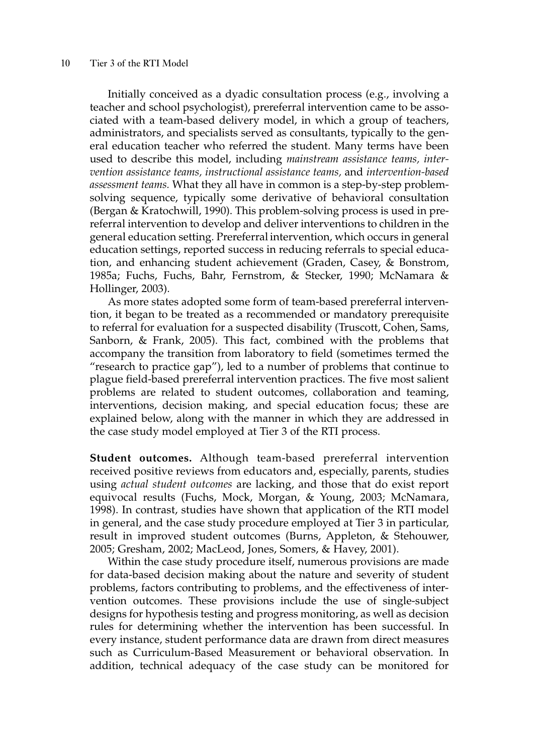Initially conceived as a dyadic consultation process (e.g., involving a teacher and school psychologist), prereferral intervention came to be associated with a team-based delivery model, in which a group of teachers, administrators, and specialists served as consultants, typically to the general education teacher who referred the student. Many terms have been used to describe this model, including *mainstream assistance teams, intervention assistance teams, instructional assistance teams,* and *intervention-based assessment teams.* What they all have in common is a step-by-step problem-solving sequence, typically some derivative of behavioral consultation (Bergan & Kratochwill, 1990). This problem-solving process is used in prereferral intervention to develop and deliver interventions to children in the general education setting. Prereferral intervention, which occurs in general education settings, reported success in reducing referrals to special education, and enhancing student achievement (Graden, Casey, & Bonstrom, 1985a; Fuchs, Fuchs, Bahr, Fernstrom, & Stecker, 1990; McNamara & Hollinger, 2003).

As more states adopted some form of team-based prereferral intervention, it began to be treated as a recommended or mandatory prerequisite to referral for evaluation for a suspected disability (Truscott, Cohen, Sams, Sanborn, & Frank, 2005). This fact, combined with the problems that accompany the transition from laboratory to field (sometimes termed the "research to practice gap"), led to a number of problems that continue to plague field-based prereferral intervention practices. The five most salient problems are related to student outcomes, collaboration and teaming, interventions, decision making, and special education focus; these are explained below, along with the manner in which they are addressed in the case study model employed at Tier 3 of the RTI process.

**Student outcomes.** Although team-based prereferral intervention received positive reviews from educators and, especially, parents, studies using *actual student outcomes* are lacking, and those that do exist report equivocal results (Fuchs, Mock, Morgan, & Young, 2003; McNamara, 1998). In contrast, studies have shown that application of the RTI model in general, and the case study procedure employed at Tier 3 in particular, result in improved student outcomes (Burns, Appleton, & Stehouwer, 2005; Gresham, 2002; MacLeod, Jones, Somers, & Havey, 2001).

Within the case study procedure itself, numerous provisions are made for data-based decision making about the nature and severity of student problems, factors contributing to problems, and the effectiveness of intervention outcomes. These provisions include the use of single-subject designs for hypothesis testing and progress monitoring, as well as decision rules for determining whether the intervention has been successful. In every instance, student performance data are drawn from direct measures such as Curriculum-Based Measurement or behavioral observation. In addition, technical adequacy of the case study can be monitored for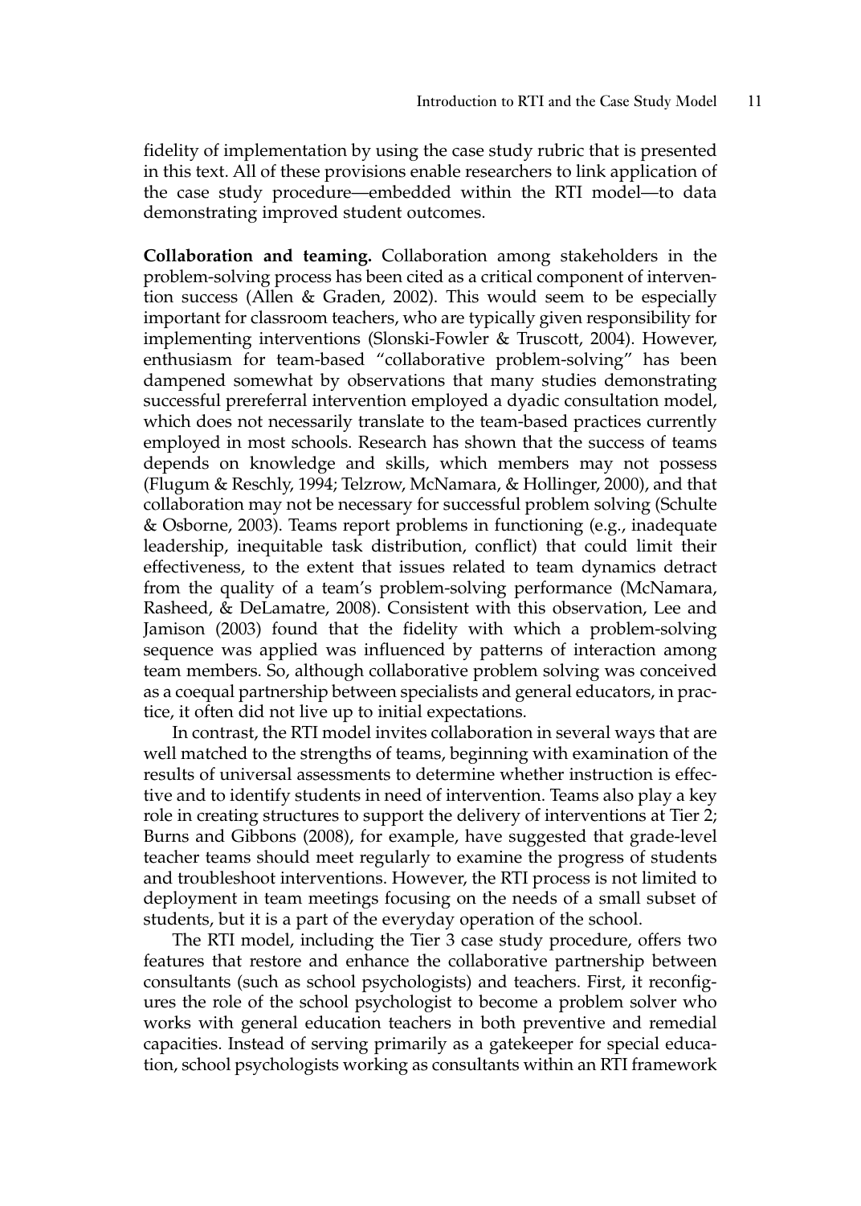fidelity of implementation by using the case study rubric that is presented in this text. All of these provisions enable researchers to link application of the case study procedure—embedded within the RTI model—to data demonstrating improved student outcomes.

**Collaboration and teaming.** Collaboration among stakeholders in the problem-solving process has been cited as a critical component of intervention success (Allen & Graden, 2002). This would seem to be especially important for classroom teachers, who are typically given responsibility for implementing interventions (Slonski-Fowler & Truscott, 2004). However, enthusiasm for team-based "collaborative problem-solving" has been dampened somewhat by observations that many studies demonstrating successful prereferral intervention employed a dyadic consultation model, which does not necessarily translate to the team-based practices currently employed in most schools. Research has shown that the success of teams depends on knowledge and skills, which members may not possess (Flugum & Reschly, 1994; Telzrow, McNamara, & Hollinger, 2000), and that collaboration may not be necessary for successful problem solving (Schulte & Osborne, 2003). Teams report problems in functioning (e.g., inadequate leadership, inequitable task distribution, conflict) that could limit their effectiveness, to the extent that issues related to team dynamics detract from the quality of a team's problem-solving performance (McNamara, Rasheed, & DeLamatre, 2008). Consistent with this observation, Lee and Jamison (2003) found that the fidelity with which a problem-solving sequence was applied was influenced by patterns of interaction among team members. So, although collaborative problem solving was conceived as a coequal partnership between specialists and general educators, in practice, it often did not live up to initial expectations.

In contrast, the RTI model invites collaboration in several ways that are well matched to the strengths of teams, beginning with examination of the results of universal assessments to determine whether instruction is effective and to identify students in need of intervention. Teams also play a key role in creating structures to support the delivery of interventions at Tier 2; Burns and Gibbons (2008), for example, have suggested that grade-level teacher teams should meet regularly to examine the progress of students and troubleshoot interventions. However, the RTI process is not limited to deployment in team meetings focusing on the needs of a small subset of students, but it is a part of the everyday operation of the school.

The RTI model, including the Tier 3 case study procedure, offers two features that restore and enhance the collaborative partnership between consultants (such as school psychologists) and teachers. First, it reconfigures the role of the school psychologist to become a problem solver who works with general education teachers in both preventive and remedial capacities. Instead of serving primarily as a gatekeeper for special education, school psychologists working as consultants within an RTI framework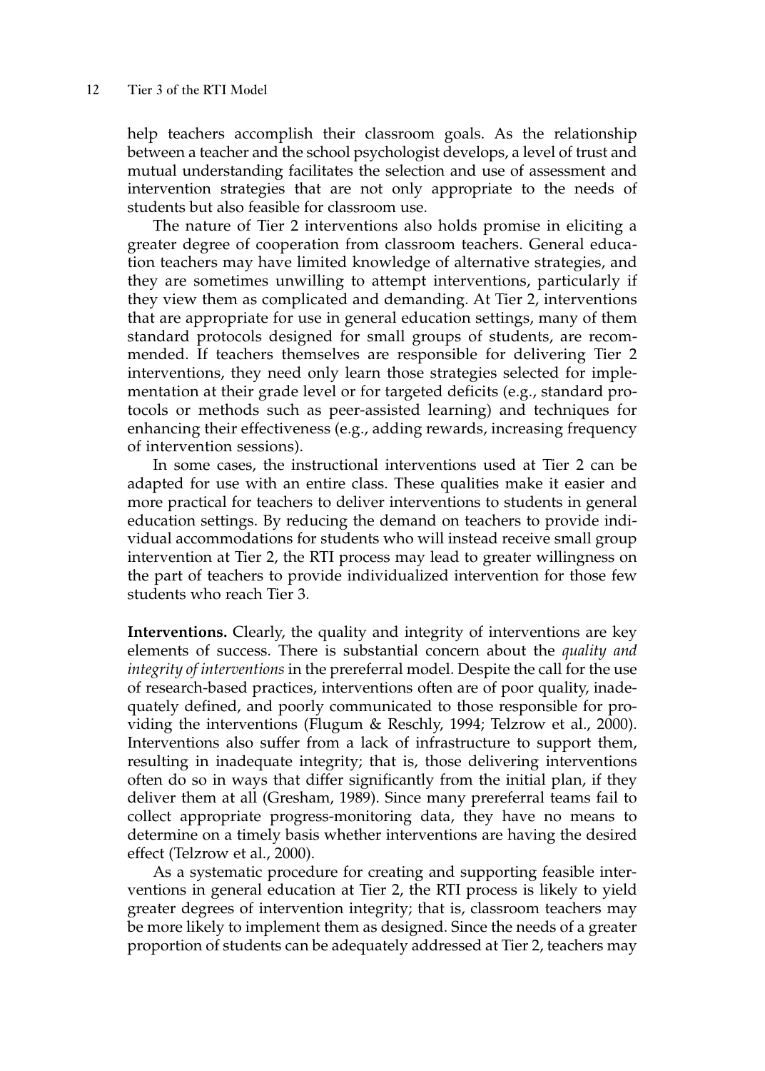help teachers accomplish their classroom goals. As the relationship between a teacher and the school psychologist develops, a level of trust and mutual understanding facilitates the selection and use of assessment and intervention strategies that are not only appropriate to the needs of students but also feasible for classroom use.

The nature of Tier 2 interventions also holds promise in eliciting a greater degree of cooperation from classroom teachers. General education teachers may have limited knowledge of alternative strategies, and they are sometimes unwilling to attempt interventions, particularly if they view them as complicated and demanding. At Tier 2, interventions that are appropriate for use in general education settings, many of them standard protocols designed for small groups of students, are recommended. If teachers themselves are responsible for delivering Tier 2 interventions, they need only learn those strategies selected for implementation at their grade level or for targeted deficits (e.g., standard protocols or methods such as peer-assisted learning) and techniques for enhancing their effectiveness (e.g., adding rewards, increasing frequency of intervention sessions).

In some cases, the instructional interventions used at Tier 2 can be adapted for use with an entire class. These qualities make it easier and more practical for teachers to deliver interventions to students in general education settings. By reducing the demand on teachers to provide individual accommodations for students who will instead receive small group intervention at Tier 2, the RTI process may lead to greater willingness on the part of teachers to provide individualized intervention for those few students who reach Tier 3.

**Interventions.** Clearly, the quality and integrity of interventions are key elements of success. There is substantial concern about the *quality and integrity of interventions* in the prereferral model. Despite the call for the use of research-based practices, interventions often are of poor quality, inadequately defined, and poorly communicated to those responsible for providing the interventions (Flugum & Reschly, 1994; Telzrow et al., 2000). Interventions also suffer from a lack of infrastructure to support them, resulting in inadequate integrity; that is, those delivering interventions often do so in ways that differ significantly from the initial plan, if they deliver them at all (Gresham, 1989). Since many prereferral teams fail to collect appropriate progress-monitoring data, they have no means to determine on a timely basis whether interventions are having the desired effect (Telzrow et al., 2000).

As a systematic procedure for creating and supporting feasible interventions in general education at Tier 2, the RTI process is likely to yield greater degrees of intervention integrity; that is, classroom teachers may be more likely to implement them as designed. Since the needs of a greater proportion of students can be adequately addressed at Tier 2, teachers may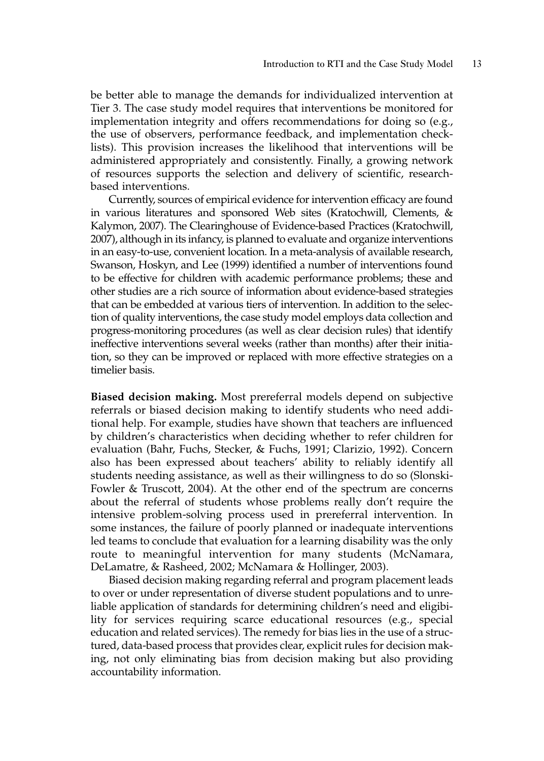be better able to manage the demands for individualized intervention at Tier 3. The case study model requires that interventions be monitored for implementation integrity and offers recommendations for doing so (e.g., the use of observers, performance feedback, and implementation checklists). This provision increases the likelihood that interventions will be administered appropriately and consistently. Finally, a growing network of resources supports the selection and delivery of scientific, research-based interventions.

Currently, sources of empirical evidence for intervention efficacy are found in various literatures and sponsored Web sites (Kratochwill, Clements, & Kalymon, 2007). The Clearinghouse of Evidence-based Practices (Kratochwill, 2007), although in its infancy, is planned to evaluate and organize interventions in an easy-to-use, convenient location. In a meta-analysis of available research, Swanson, Hoskyn, and Lee (1999) identified a number of interventions found to be effective for children with academic performance problems; these and other studies are a rich source of information about evidence-based strategies that can be embedded at various tiers of intervention. In addition to the selection of quality interventions, the case study model employs data collection and progress-monitoring procedures (as well as clear decision rules) that identify ineffective interventions several weeks (rather than months) after their initiation, so they can be improved or replaced with more effective strategies on a timelier basis.

**Biased decision making.** Most prereferral models depend on subjective referrals or biased decision making to identify students who need additional help. For example, studies have shown that teachers are influenced by children's characteristics when deciding whether to refer children for evaluation (Bahr, Fuchs, Stecker, & Fuchs, 1991; Clarizio, 1992). Concern also has been expressed about teachers' ability to reliably identify all students needing assistance, as well as their willingness to do so (Slonski-Fowler & Truscott, 2004). At the other end of the spectrum are concerns about the referral of students whose problems really don't require the intensive problem-solving process used in prereferral intervention. In some instances, the failure of poorly planned or inadequate interventions led teams to conclude that evaluation for a learning disability was the only route to meaningful intervention for many students (McNamara, DeLamatre, & Rasheed, 2002; McNamara & Hollinger, 2003).

Biased decision making regarding referral and program placement leads to over or under representation of diverse student populations and to unreliable application of standards for determining children's need and eligibility for services requiring scarce educational resources (e.g., special education and related services). The remedy for bias lies in the use of a structured, data-based process that provides clear, explicit rules for decision making, not only eliminating bias from decision making but also providing accountability information.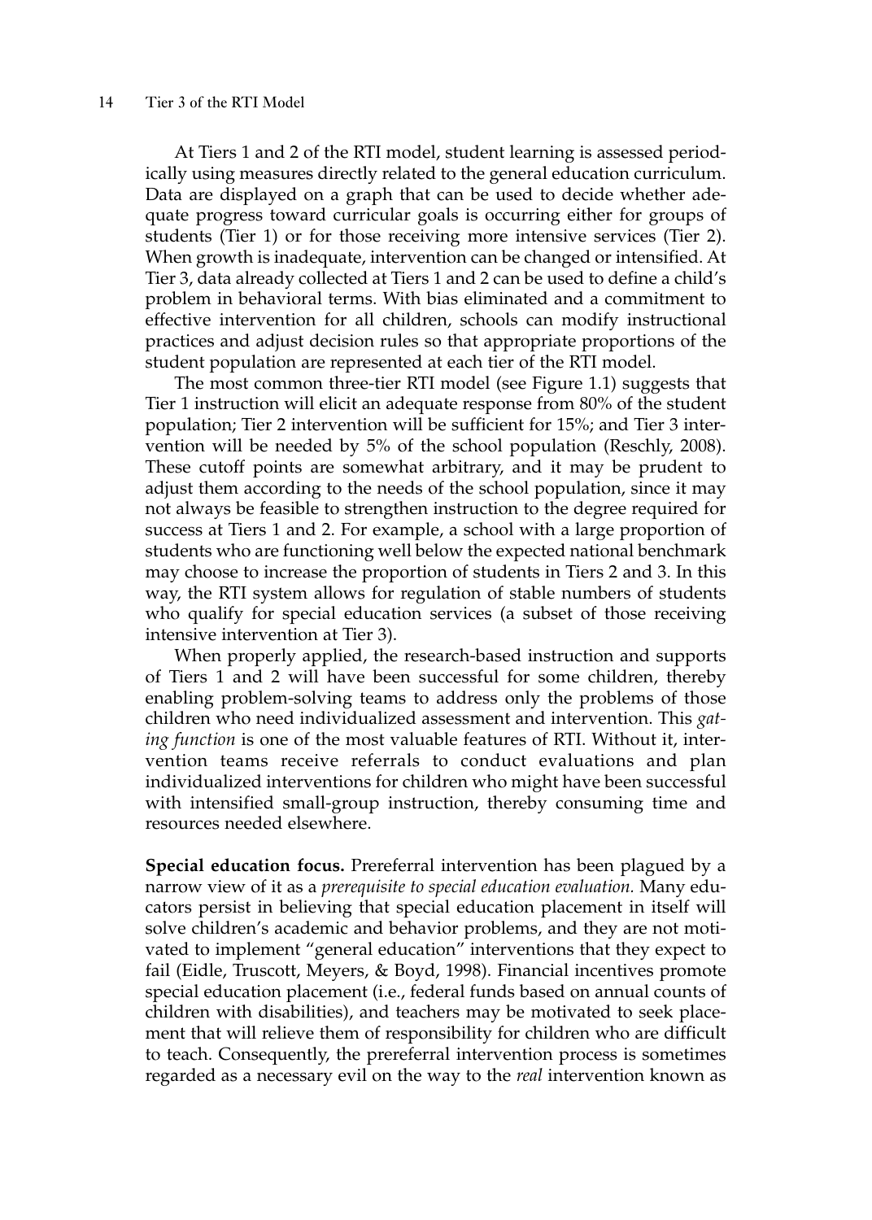At Tiers 1 and 2 of the RTI model, student learning is assessed periodically using measures directly related to the general education curriculum. Data are displayed on a graph that can be used to decide whether adequate progress toward curricular goals is occurring either for groups of students (Tier 1) or for those receiving more intensive services (Tier 2). When growth is inadequate, intervention can be changed or intensified. At Tier 3, data already collected at Tiers 1 and 2 can be used to define a child's problem in behavioral terms. With bias eliminated and a commitment to effective intervention for all children, schools can modify instructional practices and adjust decision rules so that appropriate proportions of the student population are represented at each tier of the RTI model.

The most common three-tier RTI model (see Figure 1.1) suggests that Tier 1 instruction will elicit an adequate response from 80% of the student population; Tier 2 intervention will be sufficient for 15%; and Tier 3 intervention will be needed by 5% of the school population (Reschly, 2008). These cutoff points are somewhat arbitrary, and it may be prudent to adjust them according to the needs of the school population, since it may not always be feasible to strengthen instruction to the degree required for success at Tiers 1 and 2. For example, a school with a large proportion of students who are functioning well below the expected national benchmark may choose to increase the proportion of students in Tiers 2 and 3. In this way, the RTI system allows for regulation of stable numbers of students who qualify for special education services (a subset of those receiving intensive intervention at Tier 3).

When properly applied, the research-based instruction and supports of Tiers 1 and 2 will have been successful for some children, thereby enabling problem-solving teams to address only the problems of those children who need individualized assessment and intervention. This *gating function* is one of the most valuable features of RTI. Without it, intervention teams receive referrals to conduct evaluations and plan individualized interventions for children who might have been successful with intensified small-group instruction, thereby consuming time and resources needed elsewhere.

**Special education focus.** Prereferral intervention has been plagued by a narrow view of it as a *prerequisite to special education evaluation.* Many educators persist in believing that special education placement in itself will solve children's academic and behavior problems, and they are not motivated to implement "general education" interventions that they expect to fail (Eidle, Truscott, Meyers, & Boyd, 1998). Financial incentives promote special education placement (i.e., federal funds based on annual counts of children with disabilities), and teachers may be motivated to seek placement that will relieve them of responsibility for children who are difficult to teach. Consequently, the prereferral intervention process is sometimes regarded as a necessary evil on the way to the *real* intervention known as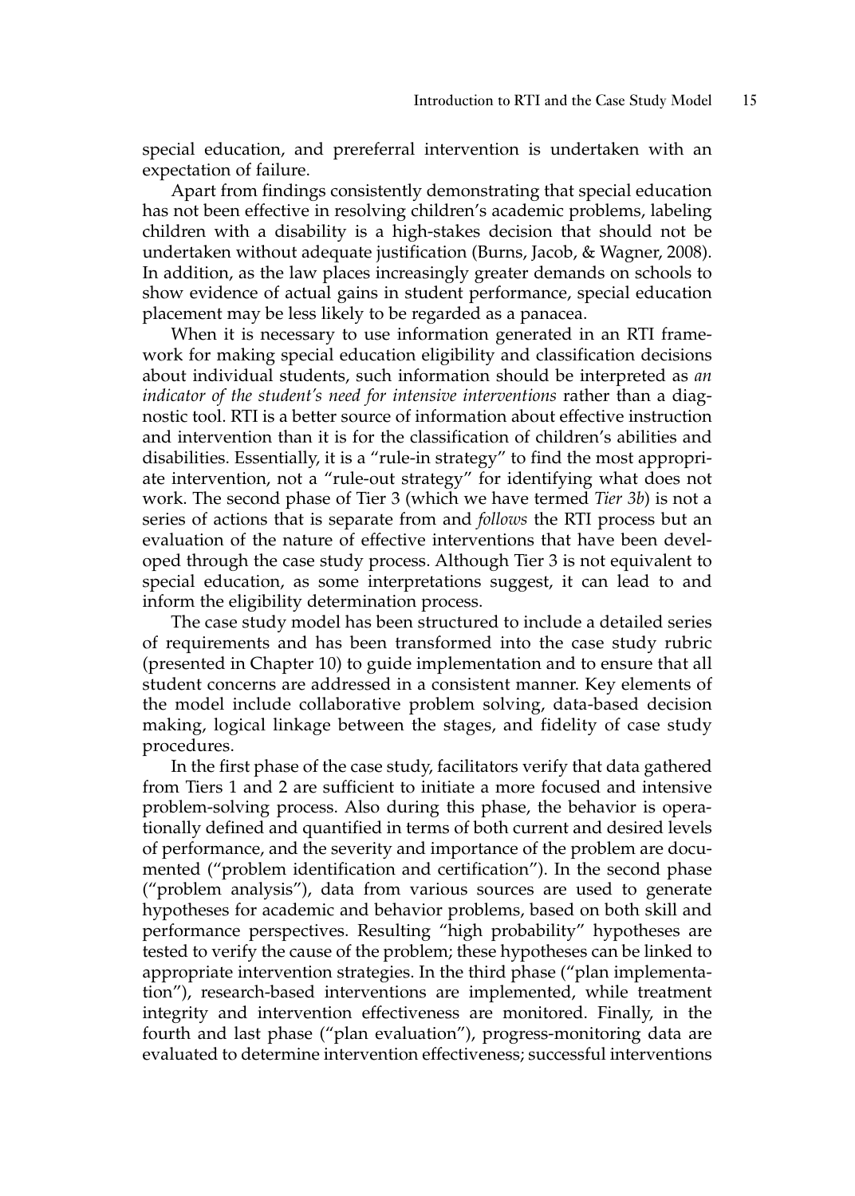special education, and prereferral intervention is undertaken with an expectation of failure.

Apart from findings consistently demonstrating that special education has not been effective in resolving children's academic problems, labeling children with a disability is a high-stakes decision that should not be undertaken without adequate justification (Burns, Jacob, & Wagner, 2008). In addition, as the law places increasingly greater demands on schools to show evidence of actual gains in student performance, special education placement may be less likely to be regarded as a panacea.

When it is necessary to use information generated in an RTI framework for making special education eligibility and classification decisions about individual students, such information should be interpreted as *an indicator of the student's need for intensive interventions* rather than a diagnostic tool. RTI is a better source of information about effective instruction and intervention than it is for the classification of children's abilities and disabilities. Essentially, it is a "rule-in strategy" to find the most appropriate intervention, not a "rule-out strategy" for identifying what does not work. The second phase of Tier 3 (which we have termed *Tier 3b*) is not a series of actions that is separate from and *follows* the RTI process but an evaluation of the nature of effective interventions that have been developed through the case study process. Although Tier 3 is not equivalent to special education, as some interpretations suggest, it can lead to and inform the eligibility determination process.

The case study model has been structured to include a detailed series of requirements and has been transformed into the case study rubric (presented in Chapter 10) to guide implementation and to ensure that all student concerns are addressed in a consistent manner. Key elements of the model include collaborative problem solving, data-based decision making, logical linkage between the stages, and fidelity of case study procedures.

In the first phase of the case study, facilitators verify that data gathered from Tiers 1 and 2 are sufficient to initiate a more focused and intensive problem-solving process. Also during this phase, the behavior is operationally defined and quantified in terms of both current and desired levels of performance, and the severity and importance of the problem are documented ("problem identification and certification"). In the second phase ("problem analysis"), data from various sources are used to generate hypotheses for academic and behavior problems, based on both skill and performance perspectives. Resulting "high probability" hypotheses are tested to verify the cause of the problem; these hypotheses can be linked to appropriate intervention strategies. In the third phase ("plan implementation"), research-based interventions are implemented, while treatment integrity and intervention effectiveness are monitored. Finally, in the fourth and last phase ("plan evaluation"), progress-monitoring data are evaluated to determine intervention effectiveness; successful interventions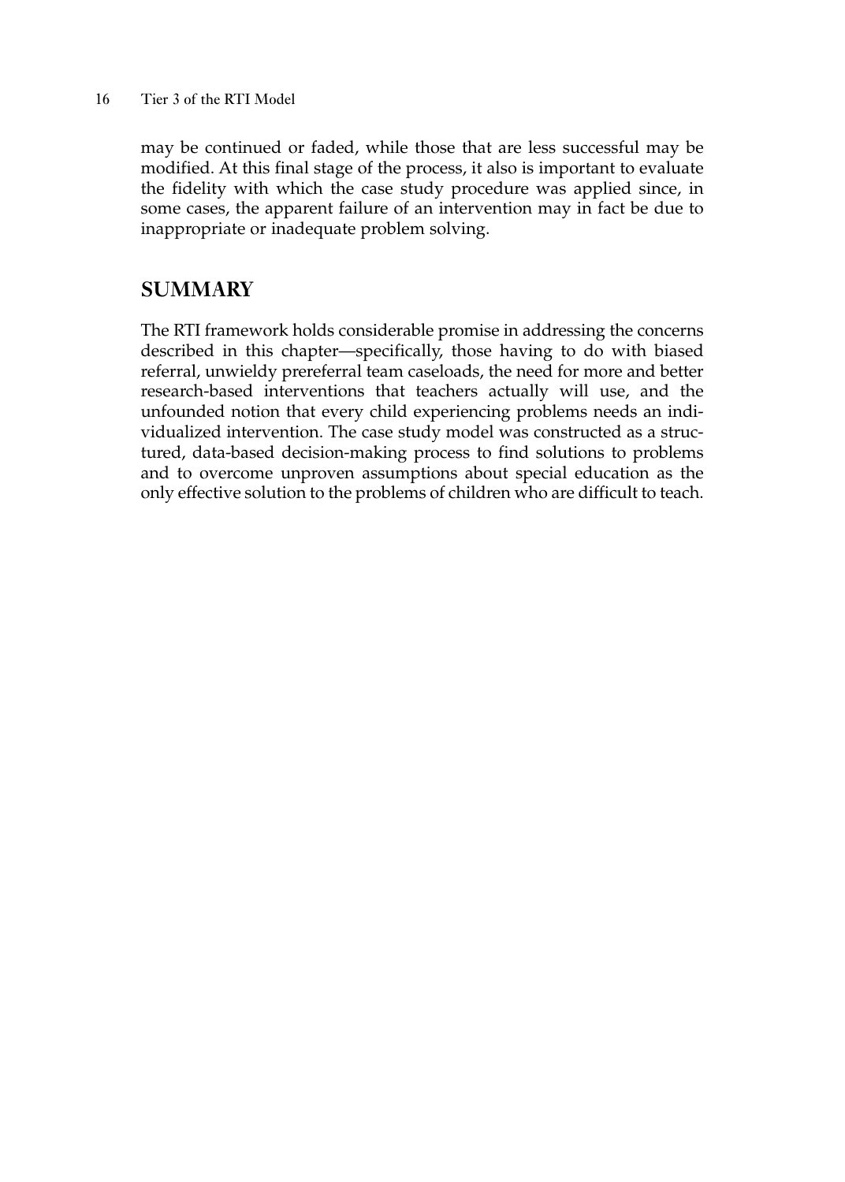may be continued or faded, while those that are less successful may be modified. At this final stage of the process, it also is important to evaluate the fidelity with which the case study procedure was applied since, in some cases, the apparent failure of an intervention may in fact be due to inappropriate or inadequate problem solving.

## SUMMARY

The RTI framework holds considerable promise in addressing the concerns described in this chapter—specifically, those having to do with biased referral, unwieldy prereferral team caseloads, the need for more and better research-based interventions that teachers actually will use, and the unfounded notion that every child experiencing problems needs an individualized intervention. The case study model was constructed as a structured, data-based decision-making process to find solutions to problems and to overcome unproven assumptions about special education as the only effective solution to the problems of children who are difficult to teach.